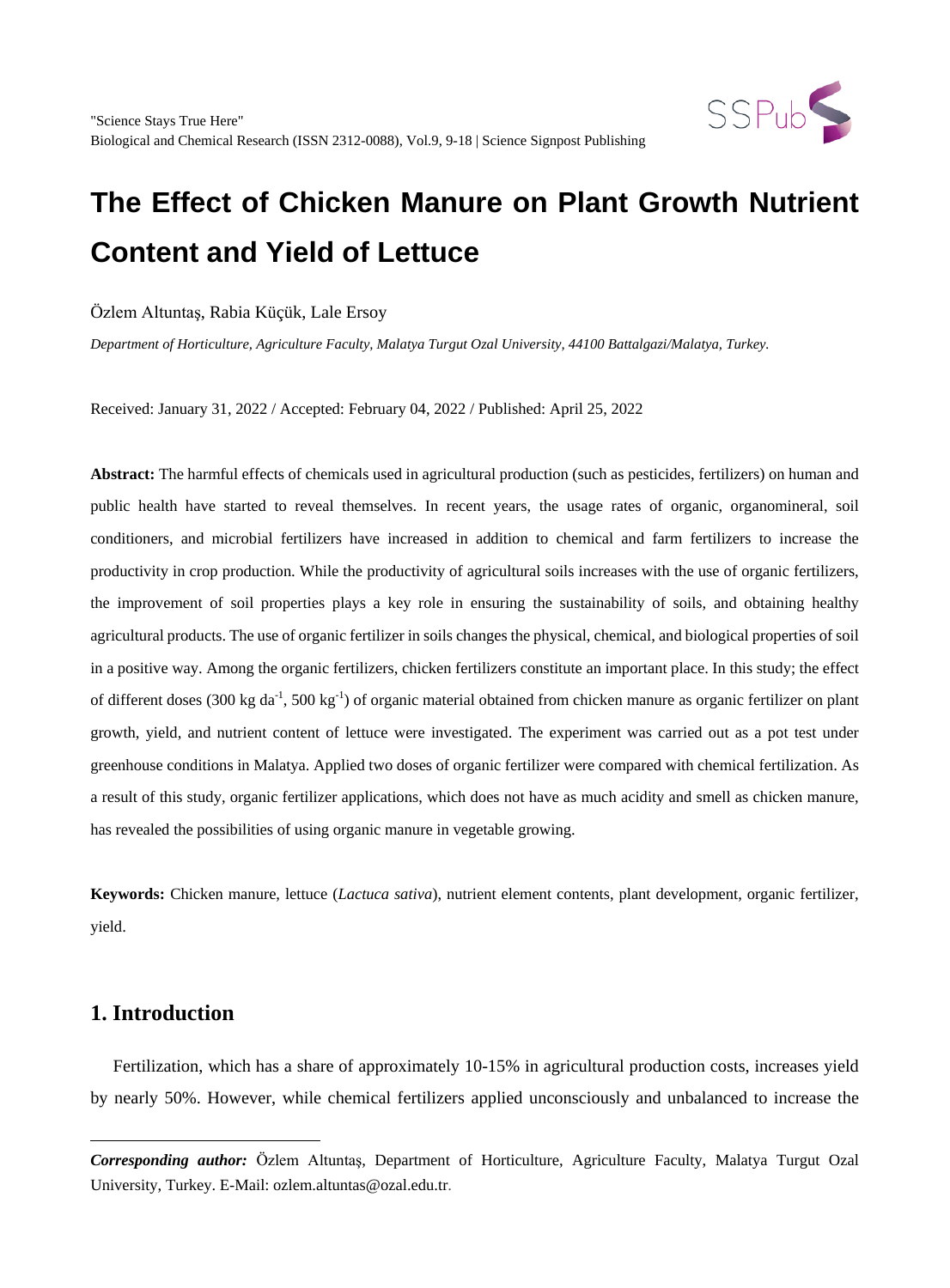# The Effect of Chicken Manure on Plant Growth Nutrient Content and Yield of Lettuce

Özlem Altuntaş, Rabia Küçük, Lale Ersoy

*Department of Horticulture, Agriculture Faculty, Malatya Turgut Ozal University, 44100 Battalgazi/Malatya, Turkey.*

Received: January 31, 2022 / Accepted: February 04, 2022 / Published: April 25, 2022

**Abstract:** The harmful effects of chemicals used in agricultural production (such as pesticides, fertilizers) on human and public health have started to reveal themselves. In recent years, the usage rates of organic, organomineral, soil conditioners, and microbial fertilizers have increased in addition to chemical and farm fertilizers to increase the productivity in crop production. While the productivity of agricultural soils increases with the use of organic fertilizers, the improvement of soil properties plays a key role in ensuring the sustainability of soils, and obtaining healthy agricultural products. The use of organic fertilizer in soils changes the physical, chemical, and biological properties of soil in a positive way. Among the organic fertilizers, chicken fertilizers constitute an important place. In this study; the effect of different doses (300 kg $da^{-1}$, 500 $kg^{-1}$) of organic material obtained from chicken manure as organic fertilizer on plant growth, yield, and nutrient content of lettuce were investigated. The experiment was carried out as a pot test under greenhouse conditions in Malatya. Applied two doses of organic fertilizer were compared with chemical fertilization. As a result of this study, organic fertilizer applications, which does not have as much acidity and smell as chicken manure, has revealed the possibilities of using organic manure in vegetable growing.

**Keywords:** Chicken manure, lettuce (*Lactuca sativa*), nutrient element contents, plant development, organic fertilizer, yield.

## 1. Introduction

Fertilization, which has a share of approximately 10-15% in agricultural production costs, increases yield by nearly 50%. However, while chemical fertilizers applied unconsciously and unbalanced to increase the

***Corresponding author:*** Özlem Altuntaş, Department of Horticulture, Agriculture Faculty, Malatya Turgut Ozal University, Turkey. E-Mail: ozlem.altuntas@ozal.edu.tr.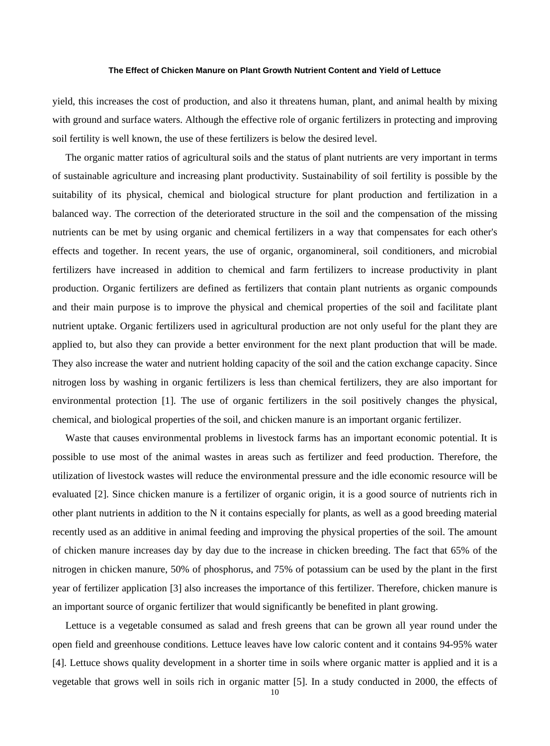yield, this increases the cost of production, and also it threatens human, plant, and animal health by mixing with ground and surface waters. Although the effective role of organic fertilizers in protecting and improving soil fertility is well known, the use of these fertilizers is below the desired level.

The organic matter ratios of agricultural soils and the status of plant nutrients are very important in terms of sustainable agriculture and increasing plant productivity. Sustainability of soil fertility is possible by the suitability of its physical, chemical and biological structure for plant production and fertilization in a balanced way. The correction of the deteriorated structure in the soil and the compensation of the missing nutrients can be met by using organic and chemical fertilizers in a way that compensates for each other's effects and together. In recent years, the use of organic, organomineral, soil conditioners, and microbial fertilizers have increased in addition to chemical and farm fertilizers to increase productivity in plant production. Organic fertilizers are defined as fertilizers that contain plant nutrients as organic compounds and their main purpose is to improve the physical and chemical properties of the soil and facilitate plant nutrient uptake. Organic fertilizers used in agricultural production are not only useful for the plant they are applied to, but also they can provide a better environment for the next plant production that will be made. They also increase the water and nutrient holding capacity of the soil and the cation exchange capacity. Since nitrogen loss by washing in organic fertilizers is less than chemical fertilizers, they are also important for environmental protection [1]. The use of organic fertilizers in the soil positively changes the physical, chemical, and biological properties of the soil, and chicken manure is an important organic fertilizer.

Waste that causes environmental problems in livestock farms has an important economic potential. It is possible to use most of the animal wastes in areas such as fertilizer and feed production. Therefore, the utilization of livestock wastes will reduce the environmental pressure and the idle economic resource will be evaluated [2]. Since chicken manure is a fertilizer of organic origin, it is a good source of nutrients rich in other plant nutrients in addition to the N it contains especially for plants, as well as a good breeding material recently used as an additive in animal feeding and improving the physical properties of the soil. The amount of chicken manure increases day by day due to the increase in chicken breeding. The fact that 65% of the nitrogen in chicken manure, 50% of phosphorus, and 75% of potassium can be used by the plant in the first year of fertilizer application [3] also increases the importance of this fertilizer. Therefore, chicken manure is an important source of organic fertilizer that would significantly be benefited in plant growing.

Lettuce is a vegetable consumed as salad and fresh greens that can be grown all year round under the open field and greenhouse conditions. Lettuce leaves have low caloric content and it contains 94-95% water [4]. Lettuce shows quality development in a shorter time in soils where organic matter is applied and it is a vegetable that grows well in soils rich in organic matter [5]. In a study conducted in 2000, the effects of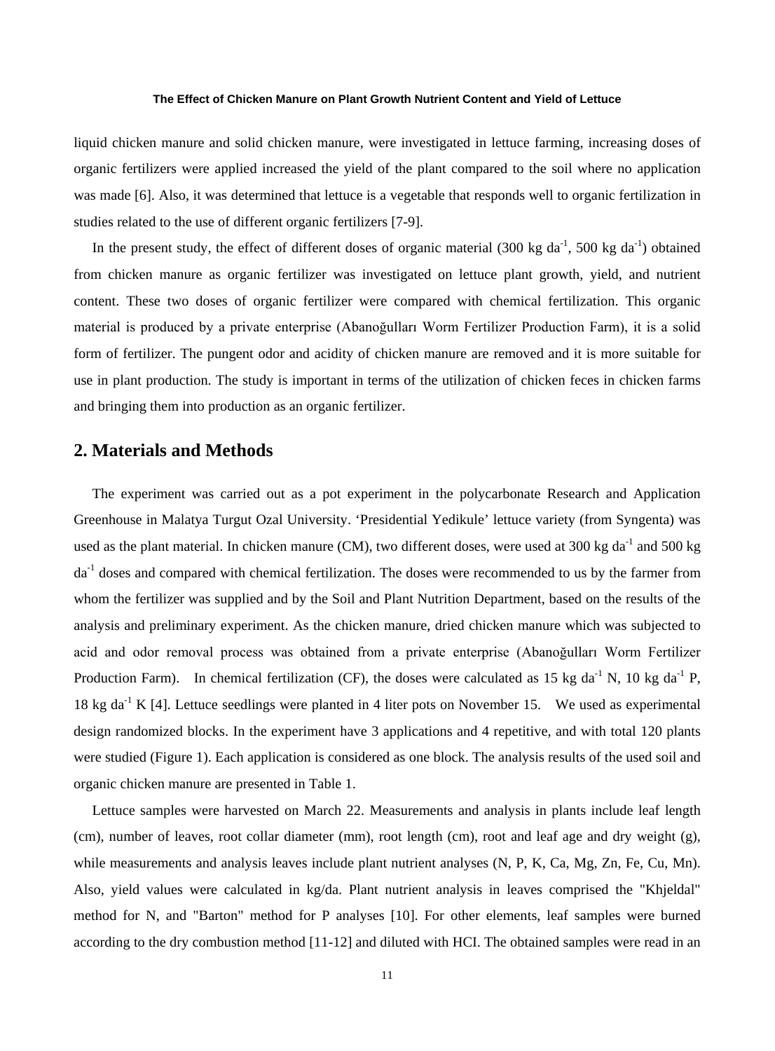liquid chicken manure and solid chicken manure, were investigated in lettuce farming, increasing doses of organic fertilizers were applied increased the yield of the plant compared to the soil where no application was made [6]. Also, it was determined that lettuce is a vegetable that responds well to organic fertilization in studies related to the use of different organic fertilizers [7-9].

In the present study, the effect of different doses of organic material (300 kg $da^{-1}$, 500 kg $da^{-1}$) obtained from chicken manure as organic fertilizer was investigated on lettuce plant growth, yield, and nutrient content. These two doses of organic fertilizer were compared with chemical fertilization. This organic material is produced by a private enterprise (Abanoğulları Worm Fertilizer Production Farm), it is a solid form of fertilizer. The pungent odor and acidity of chicken manure are removed and it is more suitable for use in plant production. The study is important in terms of the utilization of chicken feces in chicken farms and bringing them into production as an organic fertilizer.

## 2. Materials and Methods

The experiment was carried out as a pot experiment in the polycarbonate Research and Application Greenhouse in Malatya Turgut Ozal University. 'Presidential Yedikule' lettuce variety (from Syngenta) was used as the plant material. In chicken manure (CM), two different doses, were used at 300 kg $da^{-1}$ and 500 kg $da^{-1}$ doses and compared with chemical fertilization. The doses were recommended to us by the farmer from whom the fertilizer was supplied and by the Soil and Plant Nutrition Department, based on the results of the analysis and preliminary experiment. As the chicken manure, dried chicken manure which was subjected to acid and odor removal process was obtained from a private enterprise (Abanoğulları Worm Fertilizer Production Farm). In chemical fertilization (CF), the doses were calculated as 15 kg $da^{-1}$ N, 10 kg $da^{-1}$ P, 18 kg $da^{-1}$ K [4]. Lettuce seedlings were planted in 4 liter pots on November 15. We used as experimental design randomized blocks. In the experiment have 3 applications and 4 repetitive, and with total 120 plants were studied (Figure 1). Each application is considered as one block. The analysis results of the used soil and organic chicken manure are presented in Table 1.

Lettuce samples were harvested on March 22. Measurements and analysis in plants include leaf length (cm), number of leaves, root collar diameter (mm), root length (cm), root and leaf age and dry weight (g), while measurements and analysis leaves include plant nutrient analyses (N, P, K, Ca, Mg, Zn, Fe, Cu, Mn). Also, yield values were calculated in kg/da. Plant nutrient analysis in leaves comprised the "Khjeldal" method for N, and "Barton" method for P analyses [10]. For other elements, leaf samples were burned according to the dry combustion method [11-12] and diluted with HCI. The obtained samples were read in an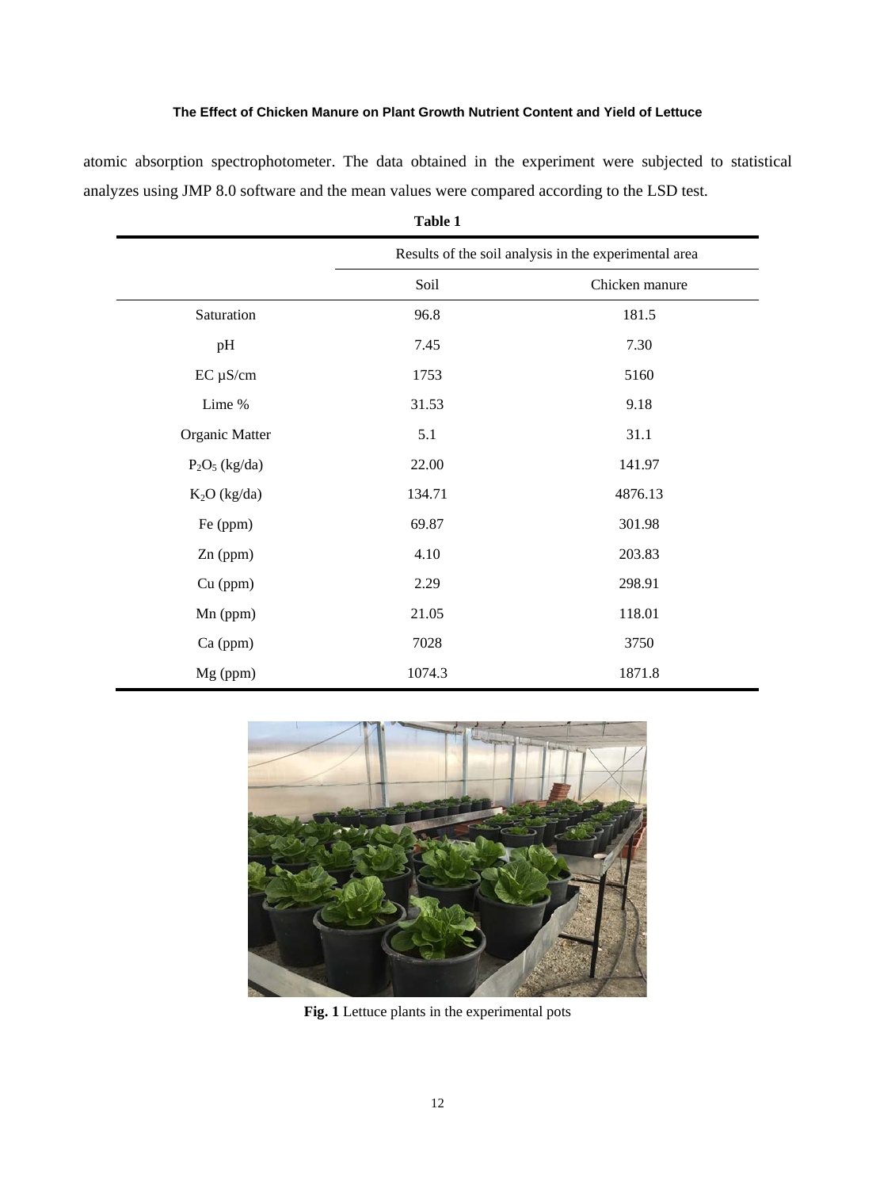atomic absorption spectrophotometer. The data obtained in the experiment were subjected to statistical analyzes using JMP 8.0 software and the mean values were compared according to the LSD test.

**Table 1**

| | Results of the soil analysis in the experimental area | |
|---|---|---|
| | Soil | Chicken manure |
| Saturation | 96.8 | 181.5 |
| pH | 7.45 | 7.30 |
| EC µS/cm | 1753 | 5160 |
| Lime % | 31.53 | 9.18 |
| Organic Matter | 5.1 | 31.1 |
| $P_2O_5$ (kg/da) | 22.00 | 141.97 |
| $K_2O$ (kg/da) | 134.71 | 4876.13 |
| Fe (ppm) | 69.87 | 301.98 |
| Zn (ppm) | 4.10 | 203.83 |
| Cu (ppm) | 2.29 | 298.91 |
| Mn (ppm) | 21.05 | 118.01 |
| Ca (ppm) | 7028 | 3750 |
| Mg (ppm) | 1074.3 | 1871.8 |

**Fig. 1** Lettuce plants in the experimental pots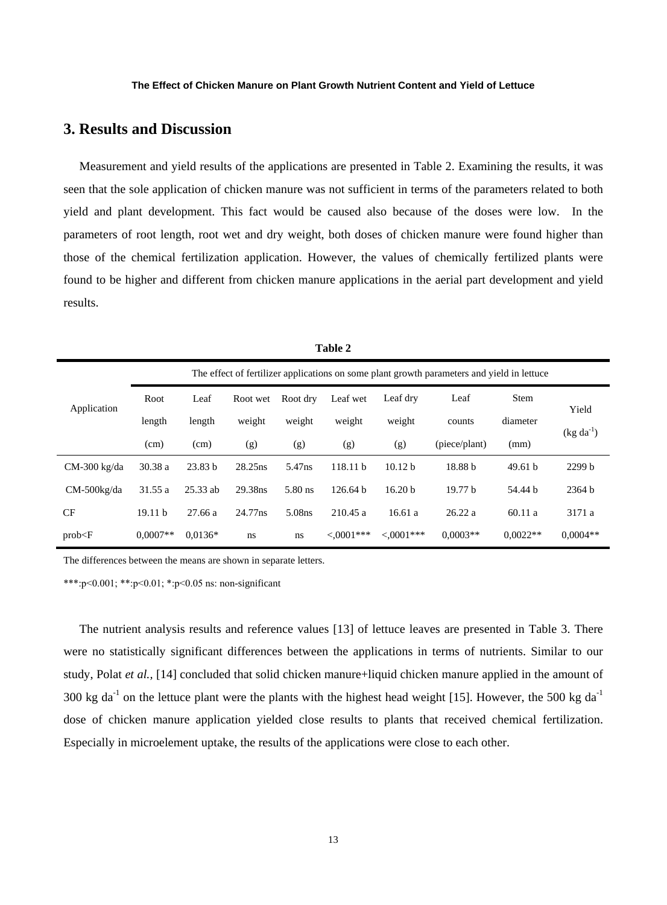## 3. Results and Discussion

Measurement and yield results of the applications are presented in Table 2. Examining the results, it was seen that the sole application of chicken manure was not sufficient in terms of the parameters related to both yield and plant development. This fact would be caused also because of the doses were low. In the parameters of root length, root wet and dry weight, both doses of chicken manure were found higher than those of the chemical fertilization application. However, the values of chemically fertilized plants were found to be higher and different from chicken manure applications in the aerial part development and yield results.

**Table 2**

| Application | The effect of fertilizer applications on some plant growth parameters and yield in lettuce | | | | | | | | |
|---|---|---|---|---|---|---|---|---|---|
| | Root length (cm) | Leaf length (cm) | Root wet weight (g) | Root dry weight (g) | Leaf wet weight (g) | Leaf dry weight (g) | Leaf counts (piece/plant) | Stem diameter (mm) | Yield (kg da$^{-1}$) |
| CM-300 kg/da | 30.38 a | 23.83 b | 28.25ns | 5.47ns | 118.11 b | 10.12 b | 18.88 b | 49.61 b | 2299 b |
| CM-500kg/da | 31.55 a | 25.33 ab | 29.38ns | 5.80 ns | 126.64 b | 16.20 b | 19.77 b | 54.44 b | 2364 b |
| CF | 19.11 b | 27.66 a | 24.77ns | 5.08ns | 210.45 a | 16.61 a | 26.22 a | 60.11 a | 3171 a |
| prob<F | 0,0007** | 0,0136* | ns | ns | <,0001*** | <,0001*** | 0,0003** | 0,0022** | 0,0004** |

The differences between the means are shown in separate letters.

***:p<0.001; **:p<0.01; *:p<0.05 ns: non-significant

The nutrient analysis results and reference values [13] of lettuce leaves are presented in Table 3. There were no statistically significant differences between the applications in terms of nutrients. Similar to our study, Polat *et al.*, [14] concluded that solid chicken manure+liquid chicken manure applied in the amount of 300 kg da$^{-1}$ on the lettuce plant were the plants with the highest head weight [15]. However, the 500 kg da$^{-1}$ dose of chicken manure application yielded close results to plants that received chemical fertilization. Especially in microelement uptake, the results of the applications were close to each other.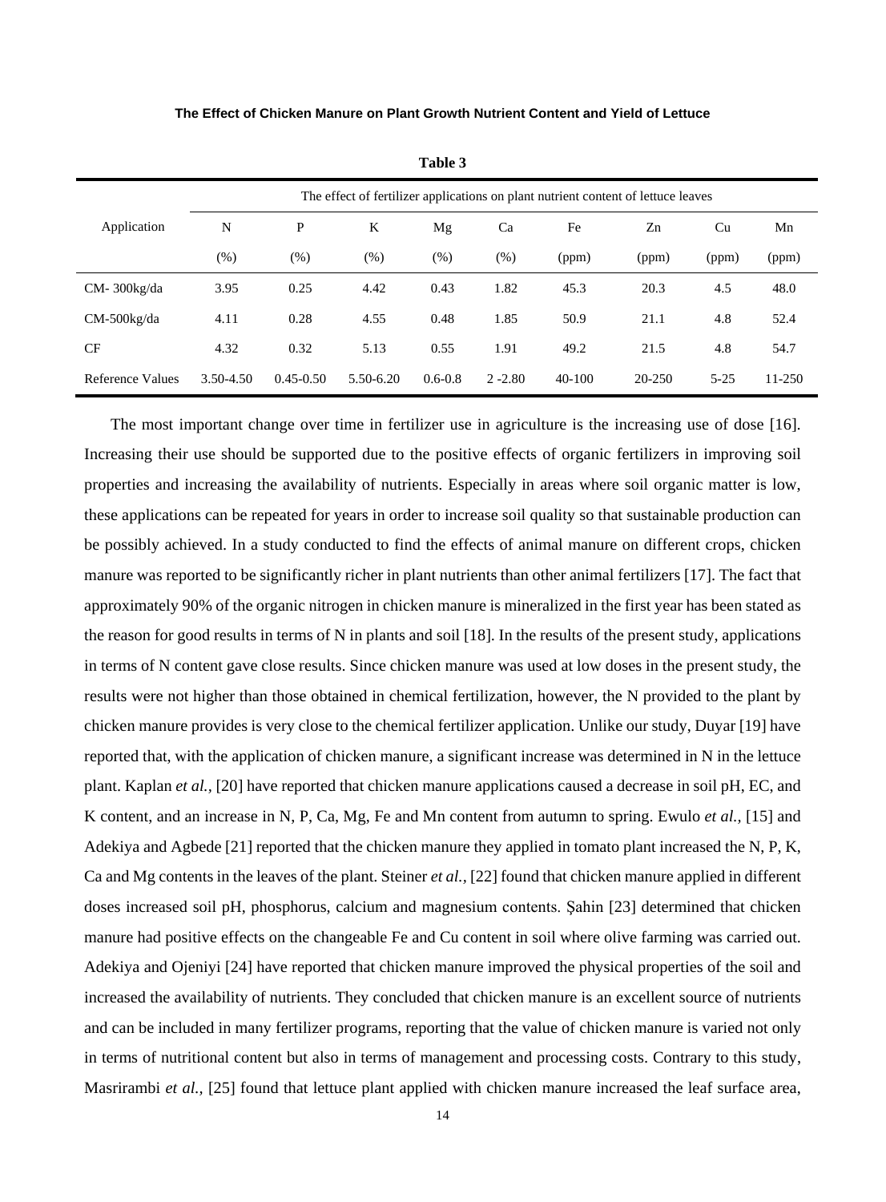**Table 3**

| Application | The effect of fertilizer applications on plant nutrient content of lettuce leaves | | | | | | | | |
|---|---|---|---|---|---|---|---|---|---|
| | N (%) | P (%) | K (%) | Mg (%) | Ca (%) | Fe (ppm) | Zn (ppm) | Cu (ppm) | Mn (ppm) |
| CM- 300kg/da | 3.95 | 0.25 | 4.42 | 0.43 | 1.82 | 45.3 | 20.3 | 4.5 | 48.0 |
| CM-500kg/da | 4.11 | 0.28 | 4.55 | 0.48 | 1.85 | 50.9 | 21.1 | 4.8 | 52.4 |
| CF | 4.32 | 0.32 | 5.13 | 0.55 | 1.91 | 49.2 | 21.5 | 4.8 | 54.7 |
| Reference Values | 3.50-4.50 | 0.45-0.50 | 5.50-6.20 | 0.6-0.8 | 2 -2.80 | 40-100 | 20-250 | 5-25 | 11-250 |

The most important change over time in fertilizer use in agriculture is the increasing use of dose [16]. Increasing their use should be supported due to the positive effects of organic fertilizers in improving soil properties and increasing the availability of nutrients. Especially in areas where soil organic matter is low, these applications can be repeated for years in order to increase soil quality so that sustainable production can be possibly achieved. In a study conducted to find the effects of animal manure on different crops, chicken manure was reported to be significantly richer in plant nutrients than other animal fertilizers [17]. The fact that approximately 90% of the organic nitrogen in chicken manure is mineralized in the first year has been stated as the reason for good results in terms of N in plants and soil [18]. In the results of the present study, applications in terms of N content gave close results. Since chicken manure was used at low doses in the present study, the results were not higher than those obtained in chemical fertilization, however, the N provided to the plant by chicken manure provides is very close to the chemical fertilizer application. Unlike our study, Duyar [19] have reported that, with the application of chicken manure, a significant increase was determined in N in the lettuce plant. Kaplan *et al.,* [20] have reported that chicken manure applications caused a decrease in soil pH, EC, and K content, and an increase in N, P, Ca, Mg, Fe and Mn content from autumn to spring. Ewulo *et al.,* [15] and Adekiya and Agbede [21] reported that the chicken manure they applied in tomato plant increased the N, P, K, Ca and Mg contents in the leaves of the plant. Steiner *et al.,* [22] found that chicken manure applied in different doses increased soil pH, phosphorus, calcium and magnesium contents. Şahin [23] determined that chicken manure had positive effects on the changeable Fe and Cu content in soil where olive farming was carried out. Adekiya and Ojeniyi [24] have reported that chicken manure improved the physical properties of the soil and increased the availability of nutrients. They concluded that chicken manure is an excellent source of nutrients and can be included in many fertilizer programs, reporting that the value of chicken manure is varied not only in terms of nutritional content but also in terms of management and processing costs. Contrary to this study, Masrirambi *et al.,* [25] found that lettuce plant applied with chicken manure increased the leaf surface area,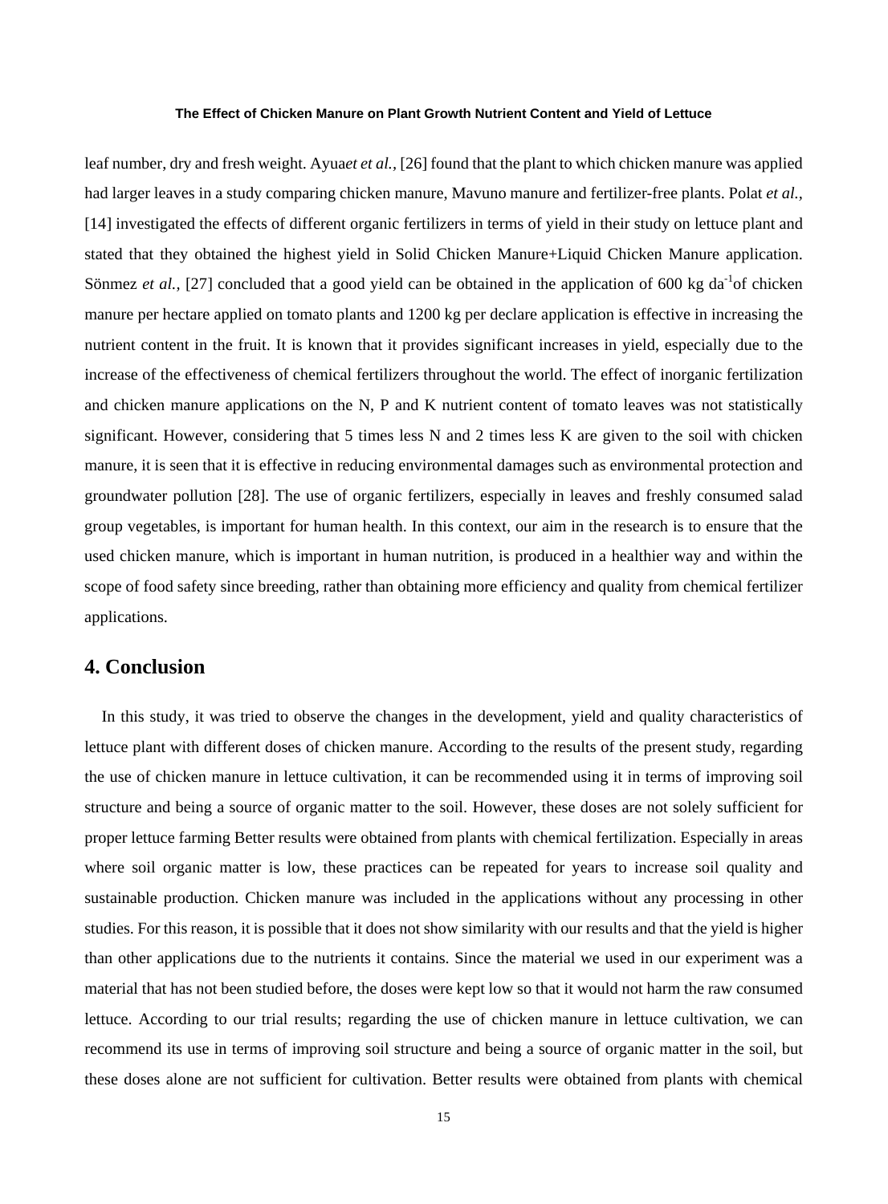leaf number, dry and fresh weight. Ayua*et et al.,* [26] found that the plant to which chicken manure was applied had larger leaves in a study comparing chicken manure, Mavuno manure and fertilizer-free plants. Polat *et al.,* [14] investigated the effects of different organic fertilizers in terms of yield in their study on lettuce plant and stated that they obtained the highest yield in Solid Chicken Manure+Liquid Chicken Manure application. Sönmez *et al.,* [27] concluded that a good yield can be obtained in the application of 600 kg $da^{-1}$of chicken manure per hectare applied on tomato plants and 1200 kg per declare application is effective in increasing the nutrient content in the fruit. It is known that it provides significant increases in yield, especially due to the increase of the effectiveness of chemical fertilizers throughout the world. The effect of inorganic fertilization and chicken manure applications on the N, P and K nutrient content of tomato leaves was not statistically significant. However, considering that 5 times less N and 2 times less K are given to the soil with chicken manure, it is seen that it is effective in reducing environmental damages such as environmental protection and groundwater pollution [28]. The use of organic fertilizers, especially in leaves and freshly consumed salad group vegetables, is important for human health. In this context, our aim in the research is to ensure that the used chicken manure, which is important in human nutrition, is produced in a healthier way and within the scope of food safety since breeding, rather than obtaining more efficiency and quality from chemical fertilizer applications.

## 4. Conclusion

In this study, it was tried to observe the changes in the development, yield and quality characteristics of lettuce plant with different doses of chicken manure. According to the results of the present study, regarding the use of chicken manure in lettuce cultivation, it can be recommended using it in terms of improving soil structure and being a source of organic matter to the soil. However, these doses are not solely sufficient for proper lettuce farming Better results were obtained from plants with chemical fertilization. Especially in areas where soil organic matter is low, these practices can be repeated for years to increase soil quality and sustainable production. Chicken manure was included in the applications without any processing in other studies. For this reason, it is possible that it does not show similarity with our results and that the yield is higher than other applications due to the nutrients it contains. Since the material we used in our experiment was a material that has not been studied before, the doses were kept low so that it would not harm the raw consumed lettuce. According to our trial results; regarding the use of chicken manure in lettuce cultivation, we can recommend its use in terms of improving soil structure and being a source of organic matter in the soil, but these doses alone are not sufficient for cultivation. Better results were obtained from plants with chemical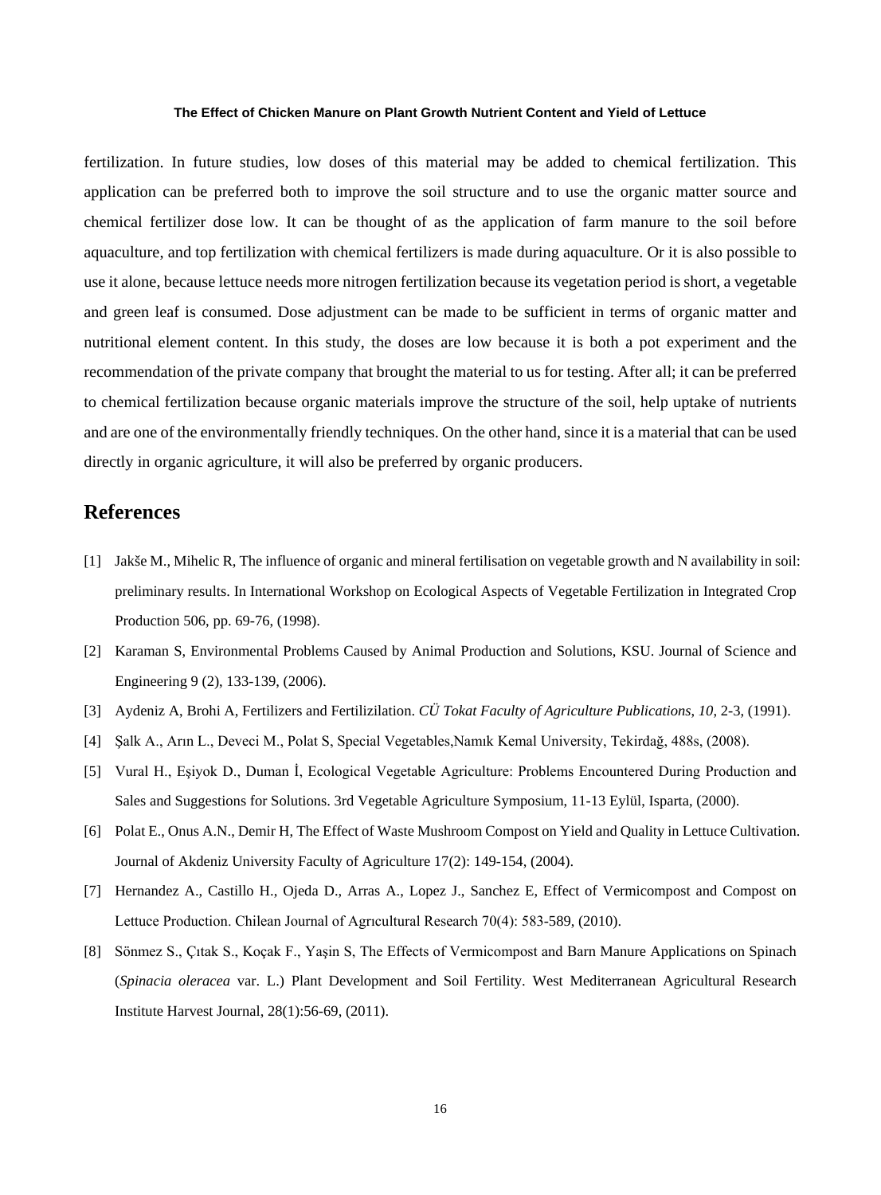fertilization. In future studies, low doses of this material may be added to chemical fertilization. This application can be preferred both to improve the soil structure and to use the organic matter source and chemical fertilizer dose low. It can be thought of as the application of farm manure to the soil before aquaculture, and top fertilization with chemical fertilizers is made during aquaculture. Or it is also possible to use it alone, because lettuce needs more nitrogen fertilization because its vegetation period is short, a vegetable and green leaf is consumed. Dose adjustment can be made to be sufficient in terms of organic matter and nutritional element content. In this study, the doses are low because it is both a pot experiment and the recommendation of the private company that brought the material to us for testing. After all; it can be preferred to chemical fertilization because organic materials improve the structure of the soil, help uptake of nutrients and are one of the environmentally friendly techniques. On the other hand, since it is a material that can be used directly in organic agriculture, it will also be preferred by organic producers.

## References

[1] Jakše M., Mihelic R, The influence of organic and mineral fertilisation on vegetable growth and N availability in soil: preliminary results. In International Workshop on Ecological Aspects of Vegetable Fertilization in Integrated Crop Production 506, pp. 69-76, (1998).

[2] Karaman S, Environmental Problems Caused by Animal Production and Solutions, KSU. Journal of Science and Engineering 9 (2), 133-139, (2006).

[3] Aydeniz A, Brohi A, Fertilizers and Fertilizilation. *CÜ Tokat Faculty of Agriculture Publications, 10*, 2-3, (1991).

[4] Şalk A., Arın L., Deveci M., Polat S, Special Vegetables,Namık Kemal University, Tekirdağ, 488s, (2008).

[5] Vural H., Eşiyok D., Duman İ, Ecological Vegetable Agriculture: Problems Encountered During Production and Sales and Suggestions for Solutions. 3rd Vegetable Agriculture Symposium, 11-13 Eylül, Isparta, (2000).

[6] Polat E., Onus A.N., Demir H, The Effect of Waste Mushroom Compost on Yield and Quality in Lettuce Cultivation. Journal of Akdeniz University Faculty of Agriculture 17(2): 149-154, (2004).

[7] Hernandez A., Castillo H., Ojeda D., Arras A., Lopez J., Sanchez E, Effect of Vermicompost and Compost on Lettuce Production. Chilean Journal of Agrıcultural Research 70(4): 583-589, (2010).

[8] Sönmez S., Çıtak S., Koçak F., Yaşin S, The Effects of Vermicompost and Barn Manure Applications on Spinach (*Spinacia oleracea* var. L.) Plant Development and Soil Fertility. West Mediterranean Agricultural Research Institute Harvest Journal, 28(1):56-69, (2011).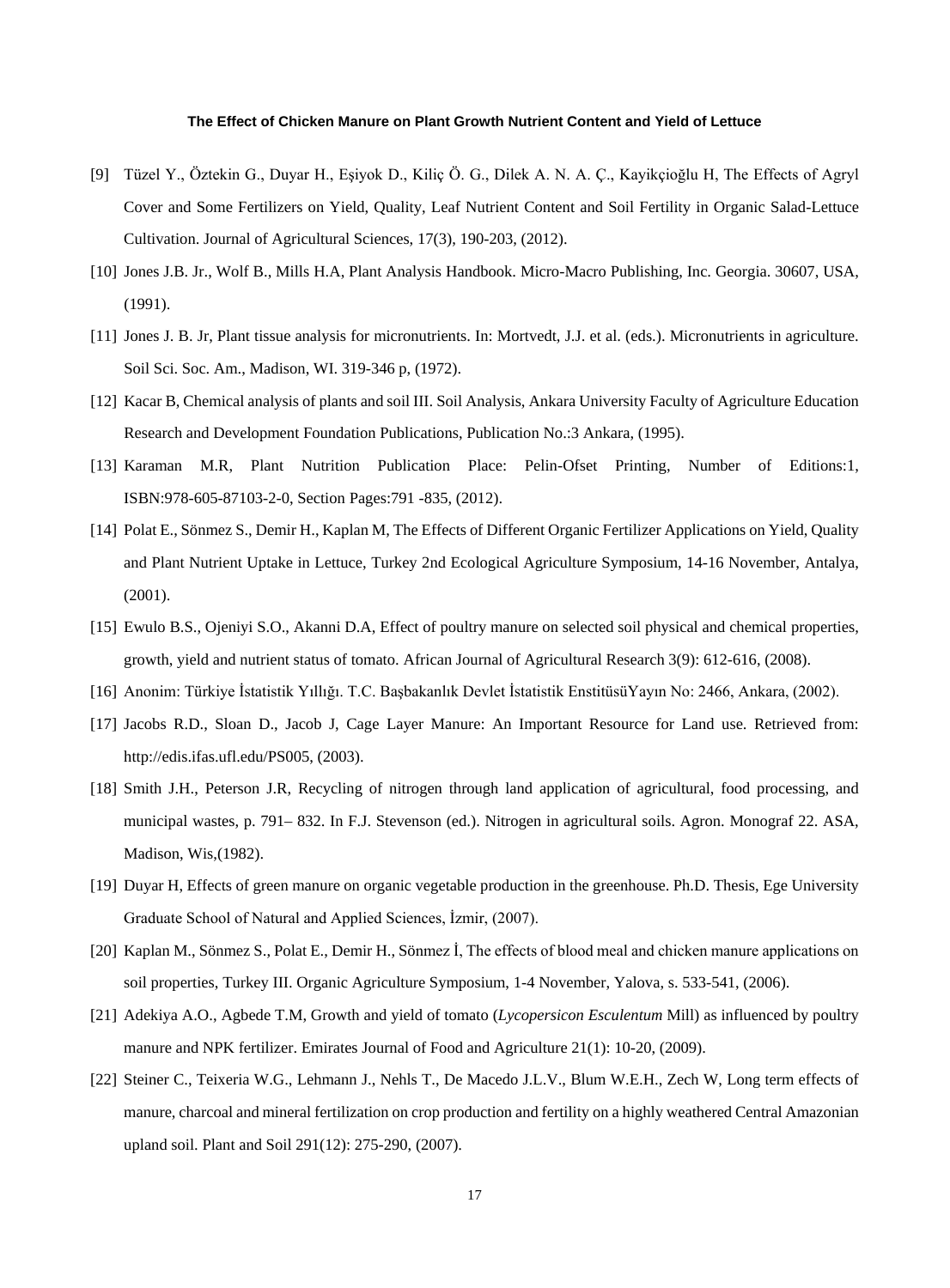[9] Tüzel Y., Öztekin G., Duyar H., Eşiyok D., Kiliç Ö. G., Dilek A. N. A. Ç., Kayikçioğlu H, The Effects of Agryl Cover and Some Fertilizers on Yield, Quality, Leaf Nutrient Content and Soil Fertility in Organic Salad-Lettuce Cultivation. Journal of Agricultural Sciences, 17(3), 190-203, (2012).

[10] Jones J.B. Jr., Wolf B., Mills H.A, Plant Analysis Handbook. Micro-Macro Publishing, Inc. Georgia. 30607, USA, (1991).

[11] Jones J. B. Jr, Plant tissue analysis for micronutrients. In: Mortvedt, J.J. et al. (eds.). Micronutrients in agriculture. Soil Sci. Soc. Am., Madison, WI. 319-346 p, (1972).

[12] Kacar B, Chemical analysis of plants and soil III. Soil Analysis, Ankara University Faculty of Agriculture Education Research and Development Foundation Publications, Publication No.:3 Ankara, (1995).

[13] Karaman M.R, Plant Nutrition Publication Place: Pelin-Ofset Printing, Number of Editions:1, ISBN:978-605-87103-2-0, Section Pages:791 -835, (2012).

[14] Polat E., Sönmez S., Demir H., Kaplan M, The Effects of Different Organic Fertilizer Applications on Yield, Quality and Plant Nutrient Uptake in Lettuce, Turkey 2nd Ecological Agriculture Symposium, 14-16 November, Antalya, (2001).

[15] Ewulo B.S., Ojeniyi S.O., Akanni D.A, Effect of poultry manure on selected soil physical and chemical properties, growth, yield and nutrient status of tomato. African Journal of Agricultural Research 3(9): 612-616, (2008).

[16] Anonim: Türkiye İstatistik Yıllığı. T.C. Başbakanlık Devlet İstatistik EnstitüsüYayın No: 2466, Ankara, (2002).

[17] Jacobs R.D., Sloan D., Jacob J, Cage Layer Manure: An Important Resource for Land use. Retrieved from: http://edis.ifas.ufl.edu/PS005, (2003).

[18] Smith J.H., Peterson J.R, Recycling of nitrogen through land application of agricultural, food processing, and municipal wastes, p. 791– 832. In F.J. Stevenson (ed.). Nitrogen in agricultural soils. Agron. Monograf 22. ASA, Madison, Wis,(1982).

[19] Duyar H, Effects of green manure on organic vegetable production in the greenhouse. Ph.D. Thesis, Ege University Graduate School of Natural and Applied Sciences, İzmir, (2007).

[20] Kaplan M., Sönmez S., Polat E., Demir H., Sönmez İ, The effects of blood meal and chicken manure applications on soil properties, Turkey III. Organic Agriculture Symposium, 1-4 November, Yalova, s. 533-541, (2006).

[21] Adekiya A.O., Agbede T.M, Growth and yield of tomato (*Lycopersicon Esculentum* Mill) as influenced by poultry manure and NPK fertilizer. Emirates Journal of Food and Agriculture 21(1): 10-20, (2009).

[22] Steiner C., Teixeria W.G., Lehmann J., Nehls T., De Macedo J.L.V., Blum W.E.H., Zech W, Long term effects of manure, charcoal and mineral fertilization on crop production and fertility on a highly weathered Central Amazonian upland soil. Plant and Soil 291(12): 275-290, (2007).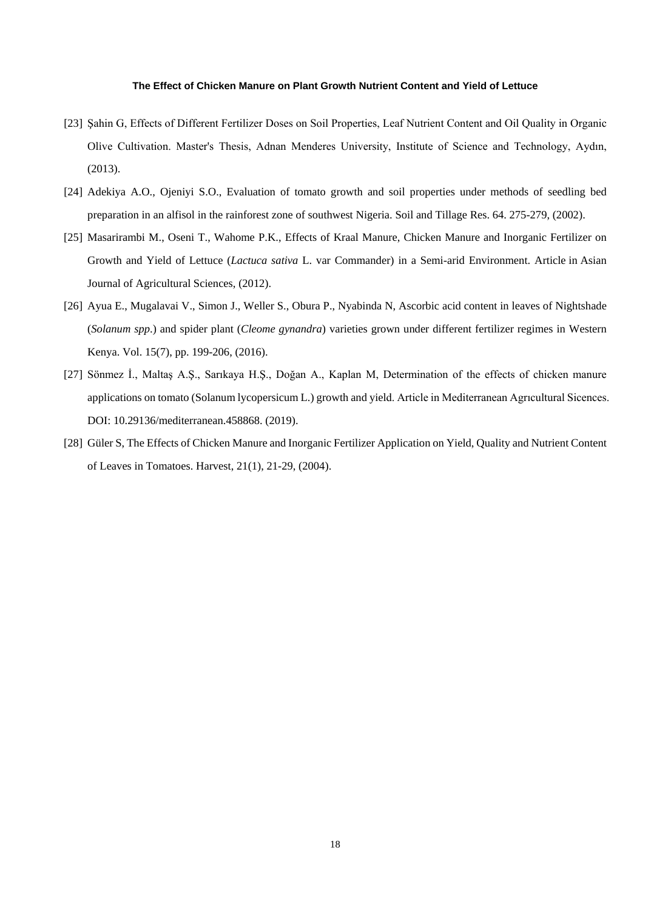[23] Şahin G, Effects of Different Fertilizer Doses on Soil Properties, Leaf Nutrient Content and Oil Quality in Organic Olive Cultivation. Master's Thesis, Adnan Menderes University, Institute of Science and Technology, Aydın, (2013).

[24] Adekiya A.O., Ojeniyi S.O., Evaluation of tomato growth and soil properties under methods of seedling bed preparation in an alfisol in the rainforest zone of southwest Nigeria. Soil and Tillage Res. 64. 275-279, (2002).

[25] Masarirambi M., Oseni T., Wahome P.K., Effects of Kraal Manure, Chicken Manure and Inorganic Fertilizer on Growth and Yield of Lettuce (*Lactuca sativa* L. var Commander) in a Semi-arid Environment. Article in Asian Journal of Agricultural Sciences, (2012).

[26] Ayua E., Mugalavai V., Simon J., Weller S., Obura P., Nyabinda N, Ascorbic acid content in leaves of Nightshade (*Solanum spp*.) and spider plant (*Cleome gynandra*) varieties grown under different fertilizer regimes in Western Kenya. Vol. 15(7), pp. 199-206, (2016).

[27] Sönmez İ., Maltaş A.Ş., Sarıkaya H.Ş., Doğan A., Kaplan M, Determination of the effects of chicken manure applications on tomato (Solanum lycopersicum L.) growth and yield. Article in Mediterranean Agrıcultural Sicences. DOI: 10.29136/mediterranean.458868. (2019).

[28] Güler S, The Effects of Chicken Manure and Inorganic Fertilizer Application on Yield, Quality and Nutrient Content of Leaves in Tomatoes. Harvest, 21(1), 21-29, (2004).